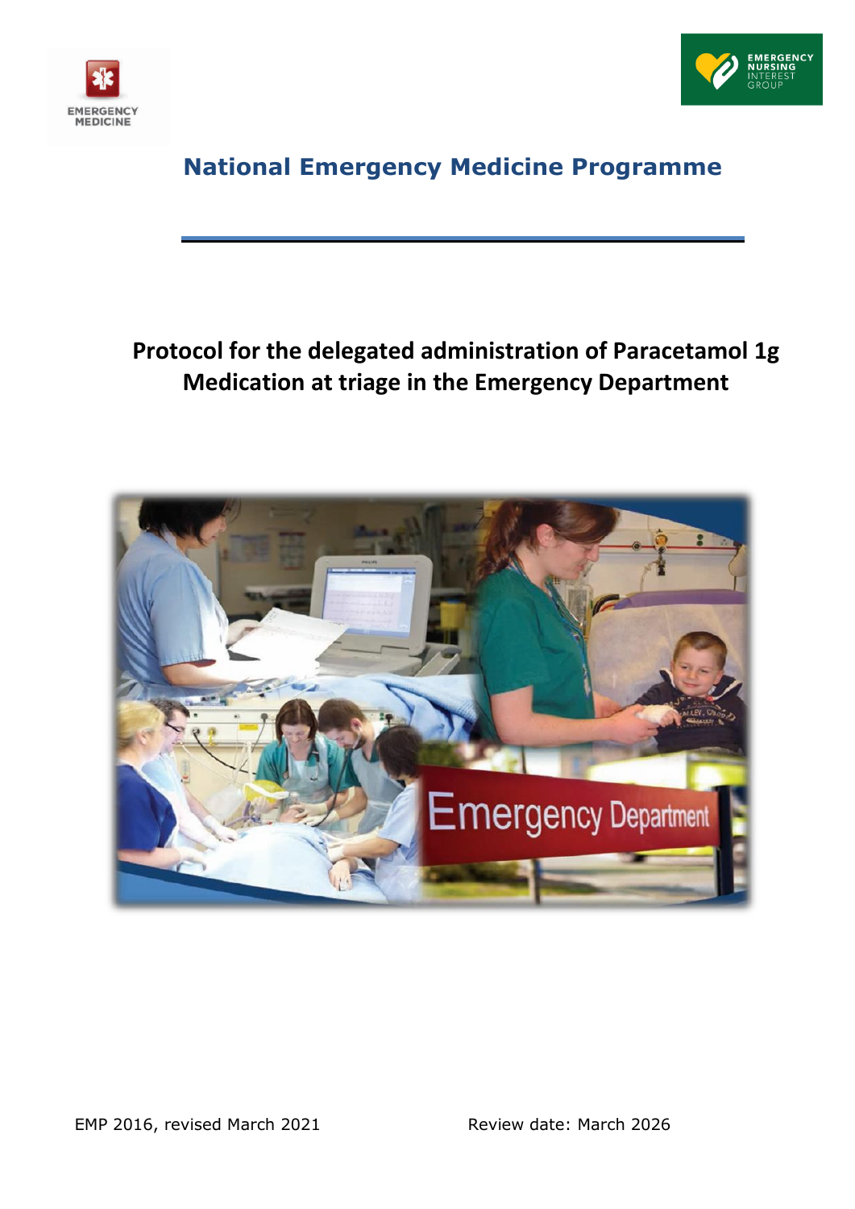EMERGENCY MEDICINE

EMERGENCY NURSING INTEREST GROUP

# National Emergency Medicine Programme

## Protocol for the delegated administration of Paracetamol 1g Medication at triage in the Emergency Department

EMP 2016, revised March 2021

Review date: March 2026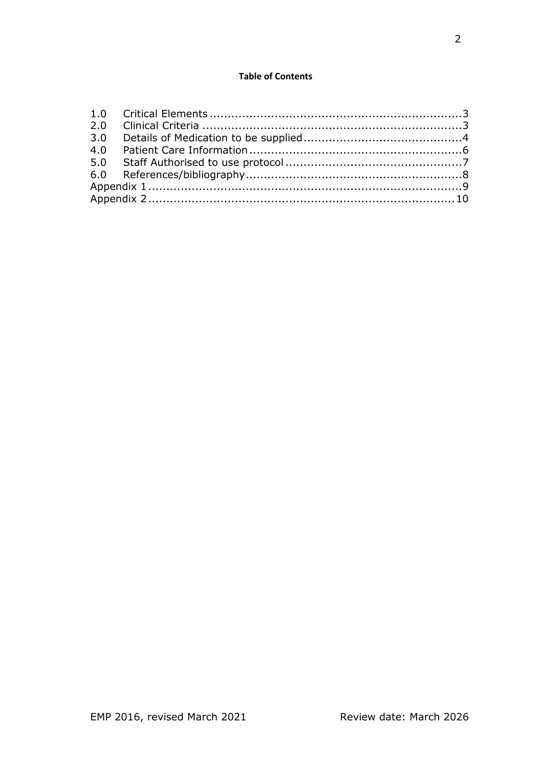**Table of Contents**

1.0 Critical Elements ........................................................................3
2.0 Clinical Criteria ..........................................................................3
3.0 Details of Medication to be supplied ............................................4
4.0 Patient Care Information ............................................................6
5.0 Staff Authorised to use protocol ...................................................7
6.0 References/bibliography ..............................................................8
Appendix 1 ........................................................................................9
Appendix 2 ......................................................................................10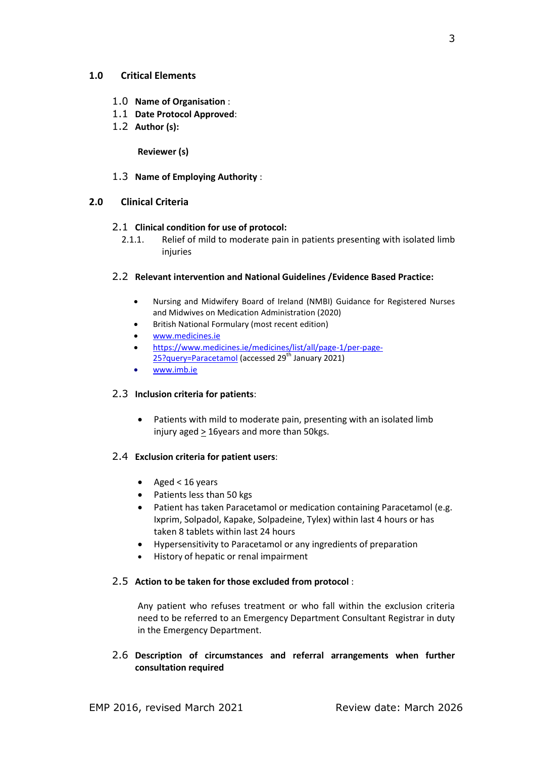## 1.0 Critical Elements

1.0 **Name of Organisation** :

1.1 **Date Protocol Approved**:

1.2 **Author (s):**

**Reviewer (s)**

1.3 **Name of Employing Authority** :

## 2.0 Clinical Criteria

### 2.1 Clinical condition for use of protocol:

2.1.1. Relief of mild to moderate pain in patients presenting with isolated limb injuries

### 2.2 Relevant intervention and National Guidelines /Evidence Based Practice:

- Nursing and Midwifery Board of Ireland (NMBI) Guidance for Registered Nurses and Midwives on Medication Administration (2020)
- British National Formulary (most recent edition)
- www.medicines.ie
- https://www.medicines.ie/medicines/list/all/page-1/per-page-25?query=Paracetamol (accessed 29th January 2021)
- www.imb.ie

### 2.3 Inclusion criteria for patients:

- Patients with mild to moderate pain, presenting with an isolated limb injury aged ≥ 16years and more than 50kgs.

### 2.4 Exclusion criteria for patient users:

- Aged < 16 years
- Patients less than 50 kgs
- Patient has taken Paracetamol or medication containing Paracetamol (e.g. Ixprim, Solpadol, Kapake, Solpadeine, Tylex) within last 4 hours or has taken 8 tablets within last 24 hours
- Hypersensitivity to Paracetamol or any ingredients of preparation
- History of hepatic or renal impairment

### 2.5 Action to be taken for those excluded from protocol :

Any patient who refuses treatment or who fall within the exclusion criteria need to be referred to an Emergency Department Consultant Registrar in duty in the Emergency Department.

### 2.6 Description of circumstances and referral arrangements when further consultation required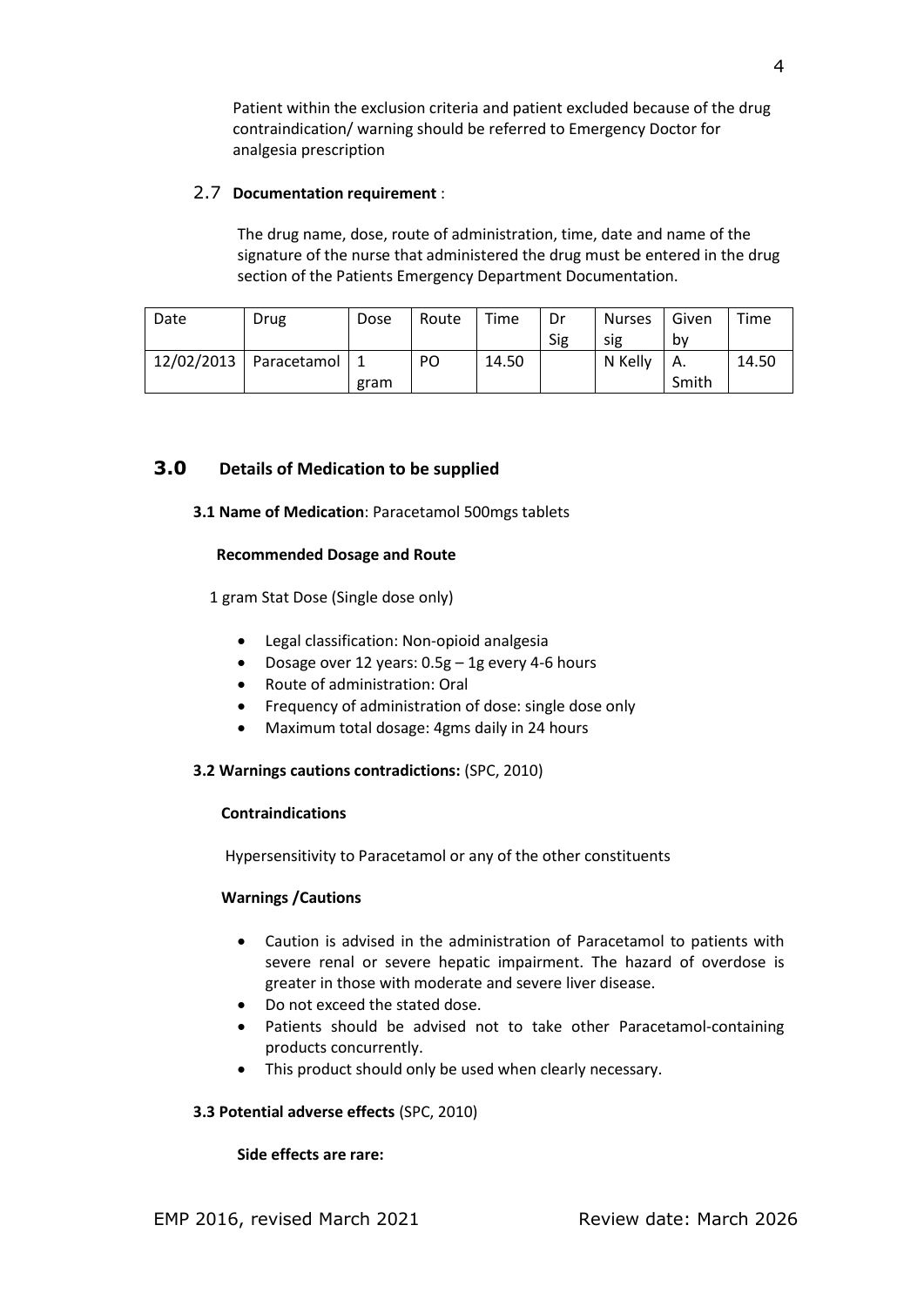Patient within the exclusion criteria and patient excluded because of the drug contraindication/ warning should be referred to Emergency Doctor for analgesia prescription

### 2.7 **Documentation requirement** :

The drug name, dose, route of administration, time, date and name of the signature of the nurse that administered the drug must be entered in the drug section of the Patients Emergency Department Documentation.

| Date | Drug | Dose | Route | Time | Dr Sig | Nurses sig | Given by | Time |
|---|---|---|---|---|---|---|---|---|
| 12/02/2013 | Paracetamol | 1 gram | PO | 14.50 | | N Kelly | A. Smith | 14.50 |

## 3.0 Details of Medication to be supplied

**3.1 Name of Medication**: Paracetamol 500mgs tablets

**Recommended Dosage and Route**

1 gram Stat Dose (Single dose only)

- Legal classification: Non-opioid analgesia
- Dosage over 12 years: 0.5g – 1g every 4-6 hours
- Route of administration: Oral
- Frequency of administration of dose: single dose only
- Maximum total dosage: 4gms daily in 24 hours

**3.2 Warnings cautions contradictions:** (SPC, 2010)

**Contraindications**

Hypersensitivity to Paracetamol or any of the other constituents

**Warnings /Cautions**

- Caution is advised in the administration of Paracetamol to patients with severe renal or severe hepatic impairment. The hazard of overdose is greater in those with moderate and severe liver disease.
- Do not exceed the stated dose.
- Patients should be advised not to take other Paracetamol-containing products concurrently.
- This product should only be used when clearly necessary.

**3.3 Potential adverse effects** (SPC, 2010)

**Side effects are rare:**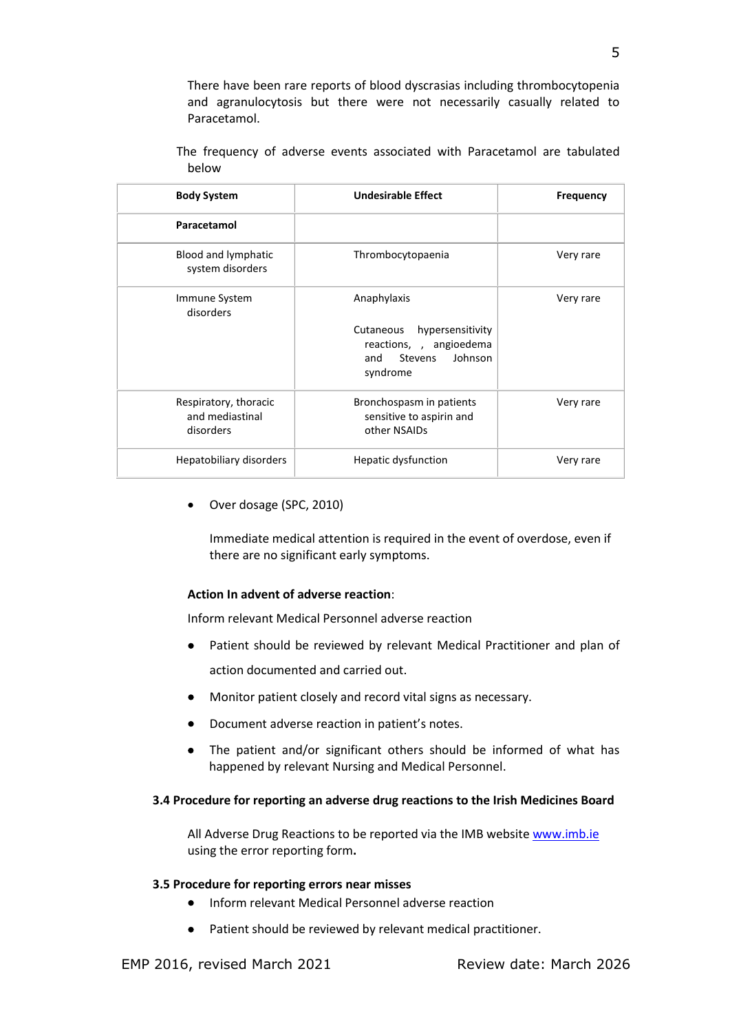There have been rare reports of blood dyscrasias including thrombocytopenia and agranulocytosis but there were not necessarily casually related to Paracetamol.

The frequency of adverse events associated with Paracetamol are tabulated below

| Body System | Undesirable Effect | Frequency |
|---|---|---|
| **Paracetamol** | | |
| Blood and lymphatic system disorders | Thrombocytopaenia | Very rare |
| Immune System disorders | Anaphylaxis<br><br>Cutaneous hypersensitivity reactions, , angioedema and Stevens Johnson syndrome | Very rare |
| Respiratory, thoracic and mediastinal disorders | Bronchospasm in patients sensitive to aspirin and other NSAIDs | Very rare |
| Hepatobiliary disorders | Hepatic dysfunction | Very rare |

- Over dosage (SPC, 2010)

  Immediate medical attention is required in the event of overdose, even if there are no significant early symptoms.

**Action In advent of adverse reaction**:

Inform relevant Medical Personnel adverse reaction

- Patient should be reviewed by relevant Medical Practitioner and plan of action documented and carried out.
- Monitor patient closely and record vital signs as necessary.
- Document adverse reaction in patient's notes.
- The patient and/or significant others should be informed of what has happened by relevant Nursing and Medical Personnel.

### 3.4 Procedure for reporting an adverse drug reactions to the Irish Medicines Board

All Adverse Drug Reactions to be reported via the IMB website www.imb.ie using the error reporting form**.**

### 3.5 Procedure for reporting errors near misses

- Inform relevant Medical Personnel adverse reaction
- Patient should be reviewed by relevant medical practitioner.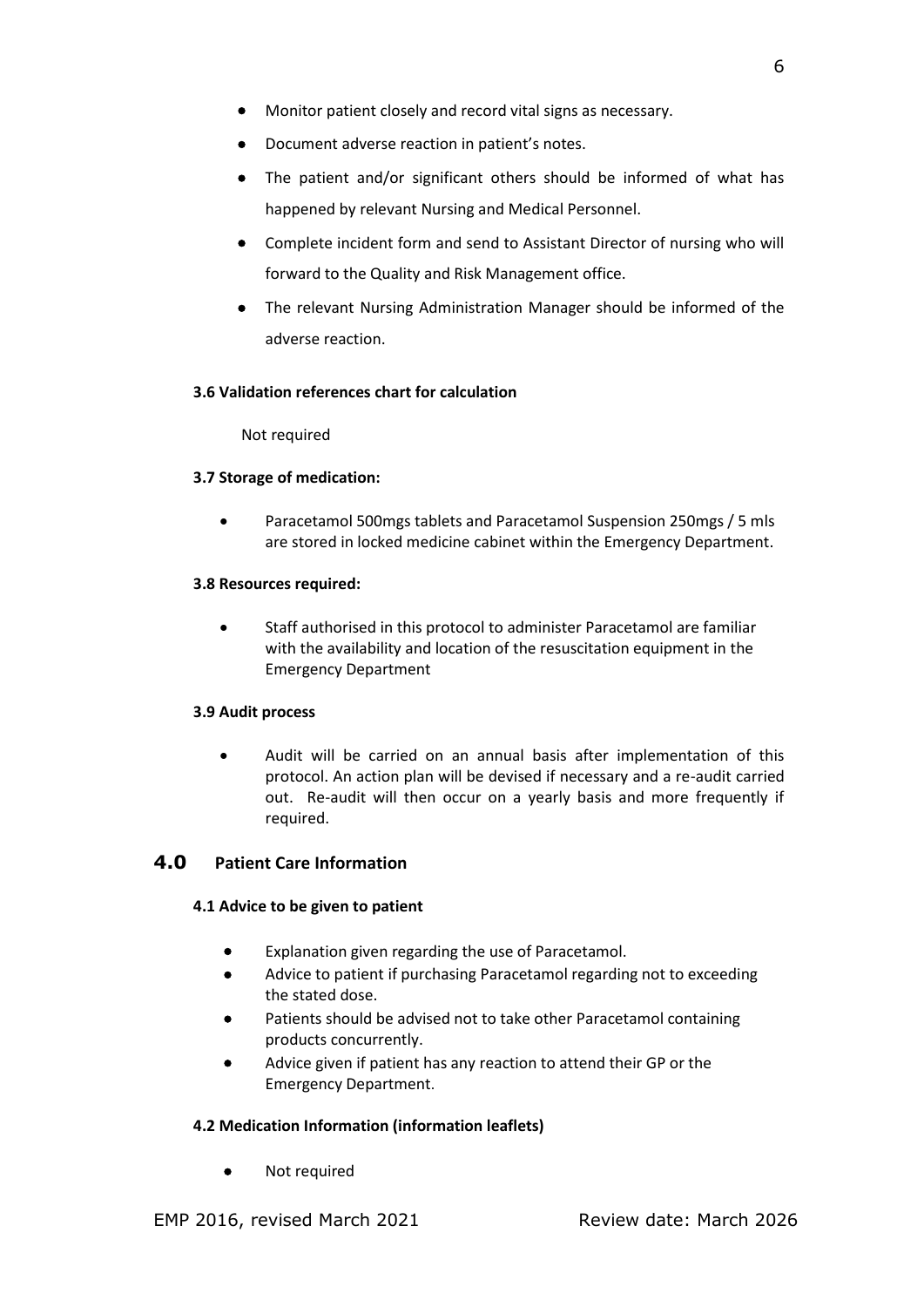- Monitor patient closely and record vital signs as necessary.
- Document adverse reaction in patient's notes.
- The patient and/or significant others should be informed of what has happened by relevant Nursing and Medical Personnel.
- Complete incident form and send to Assistant Director of nursing who will forward to the Quality and Risk Management office.
- The relevant Nursing Administration Manager should be informed of the adverse reaction.

### 3.6 Validation references chart for calculation

Not required

### 3.7 Storage of medication:

- Paracetamol 500mgs tablets and Paracetamol Suspension 250mgs / 5 mls are stored in locked medicine cabinet within the Emergency Department.

### 3.8 Resources required:

- Staff authorised in this protocol to administer Paracetamol are familiar with the availability and location of the resuscitation equipment in the Emergency Department

### 3.9 Audit process

- Audit will be carried on an annual basis after implementation of this protocol. An action plan will be devised if necessary and a re-audit carried out. Re-audit will then occur on a yearly basis and more frequently if required.

## 4.0 Patient Care Information

### 4.1 Advice to be given to patient

- Explanation given regarding the use of Paracetamol.
- Advice to patient if purchasing Paracetamol regarding not to exceeding the stated dose.
- Patients should be advised not to take other Paracetamol containing products concurrently.
- Advice given if patient has any reaction to attend their GP or the Emergency Department.

### 4.2 Medication Information (information leaflets)

- Not required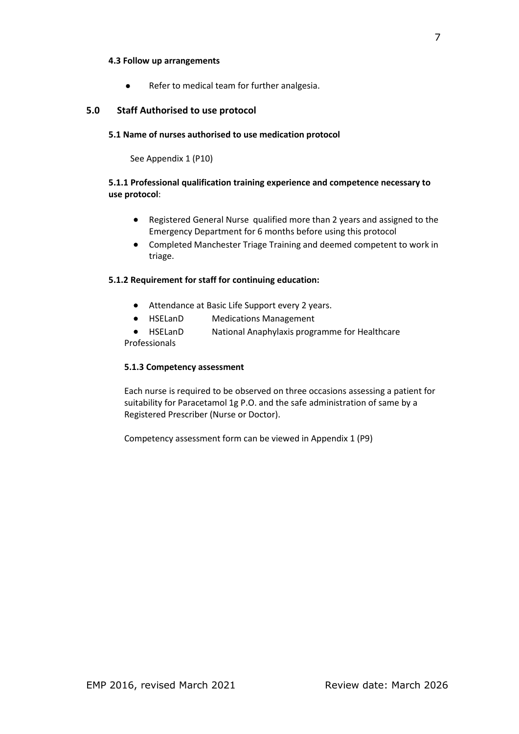#### 4.3 Follow up arrangements

- Refer to medical team for further analgesia.

## 5.0 Staff Authorised to use protocol

#### 5.1 Name of nurses authorised to use medication protocol

See Appendix 1 (P10)

#### 5.1.1 Professional qualification training experience and competence necessary to use protocol:

- Registered General Nurse qualified more than 2 years and assigned to the Emergency Department for 6 months before using this protocol
- Completed Manchester Triage Training and deemed competent to work in triage.

#### 5.1.2 Requirement for staff for continuing education:

- Attendance at Basic Life Support every 2 years.
- HSELanD Medications Management
- HSELanD National Anaphylaxis programme for Healthcare Professionals

#### 5.1.3 Competency assessment

Each nurse is required to be observed on three occasions assessing a patient for suitability for Paracetamol 1g P.O. and the safe administration of same by a Registered Prescriber (Nurse or Doctor).

Competency assessment form can be viewed in Appendix 1 (P9)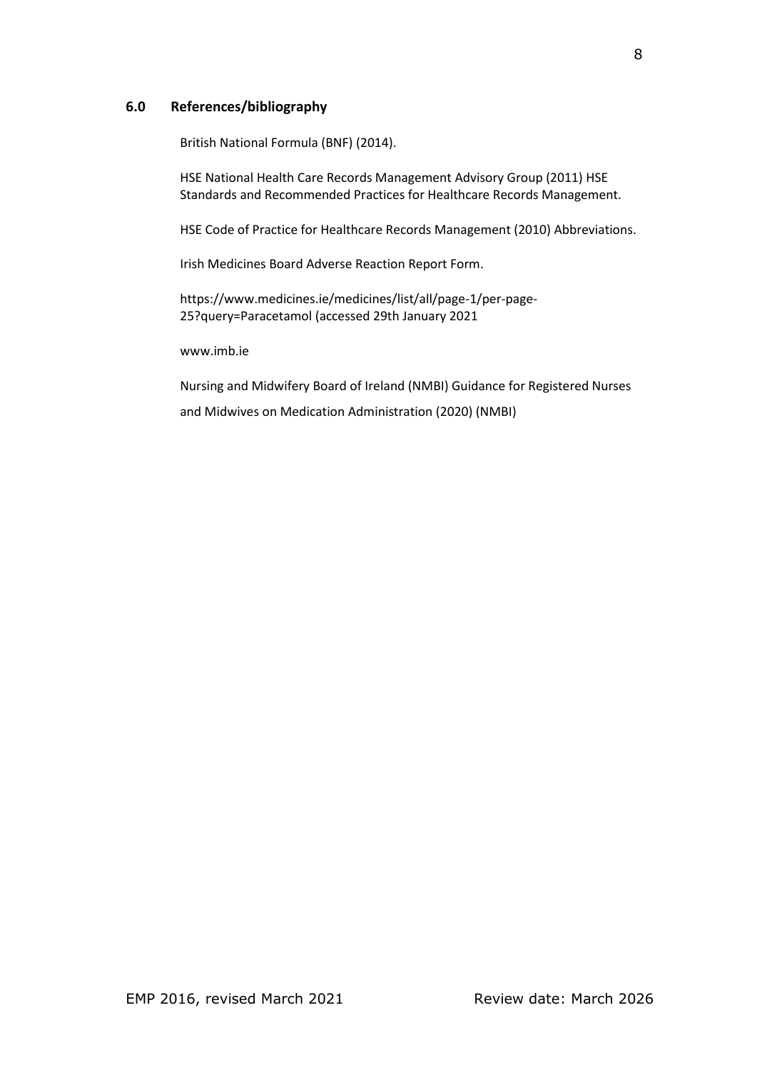## 6.0 References/bibliography

British National Formula (BNF) (2014).

HSE National Health Care Records Management Advisory Group (2011) HSE Standards and Recommended Practices for Healthcare Records Management.

HSE Code of Practice for Healthcare Records Management (2010) Abbreviations.

Irish Medicines Board Adverse Reaction Report Form.

https://www.medicines.ie/medicines/list/all/page-1/per-page-25?query=Paracetamol (accessed 29th January 2021

www.imb.ie

Nursing and Midwifery Board of Ireland (NMBI) Guidance for Registered Nurses and Midwives on Medication Administration (2020) (NMBI)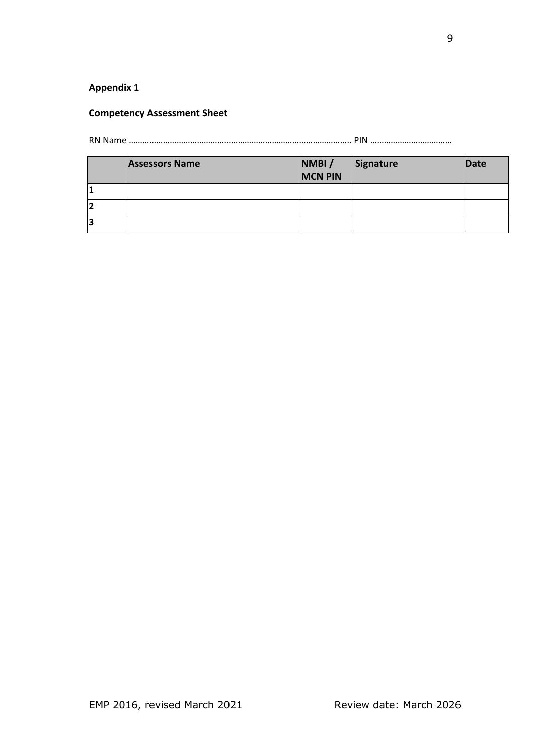**Appendix 1**

**Competency Assessment Sheet**

RN Name ……………………………………………………………………………………. PIN ………………………………

| | Assessors Name | NMBI / MCN PIN | Signature | Date |
|---|---|---|---|---|
| 1 | | | | |
| 2 | | | | |
| 3 | | | | |

EMP 2016, revised March 2021 Review date: March 2026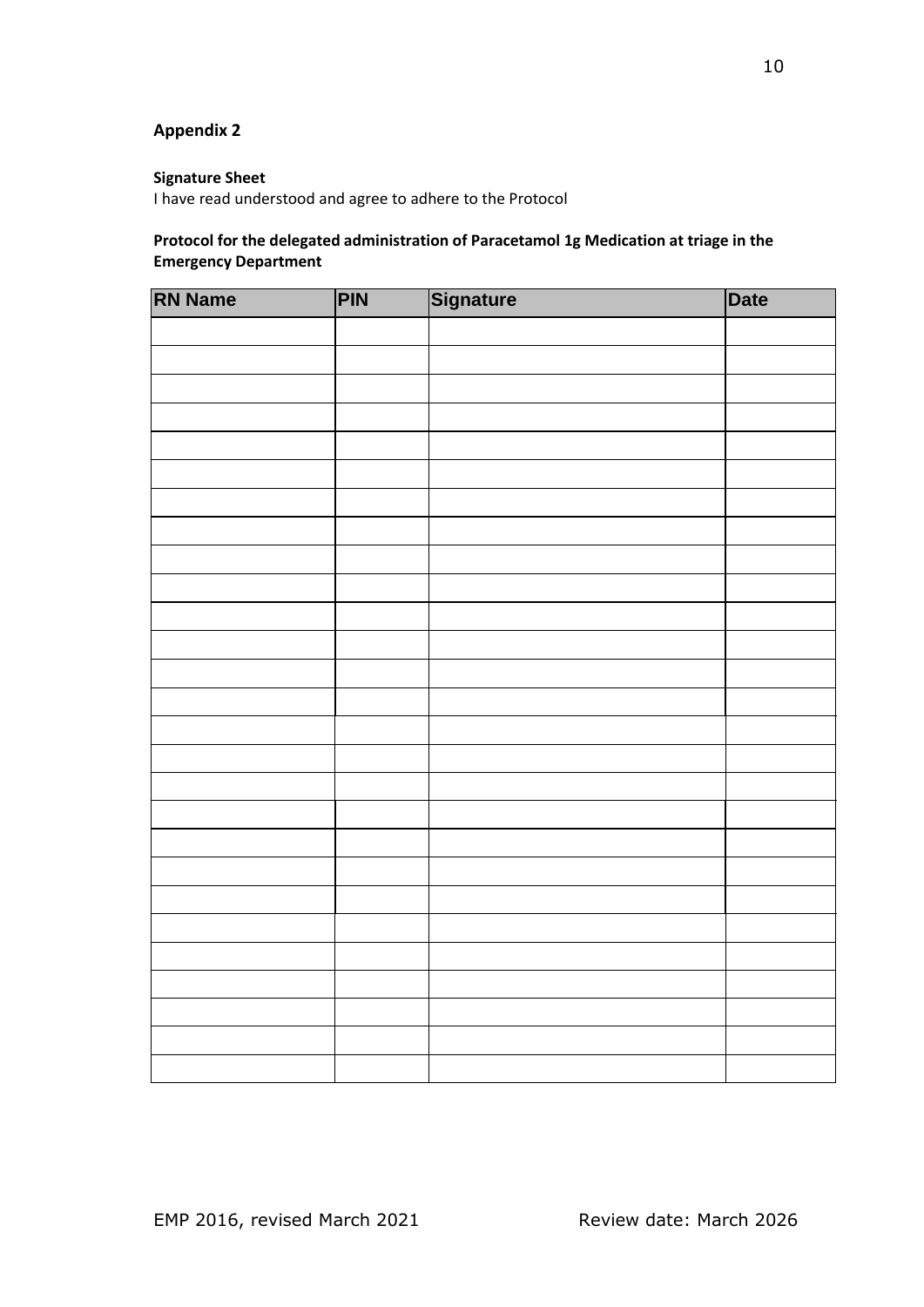## Appendix 2

**Signature Sheet**

I have read understood and agree to adhere to the Protocol

**Protocol for the delegated administration of Paracetamol 1g Medication at triage in the Emergency Department**

| RN Name | PIN | Signature | Date |
|---|---|---|---|
| | | | |
| | | | |
| | | | |
| | | | |
| | | | |
| | | | |
| | | | |
| | | | |
| | | | |
| | | | |
| | | | |
| | | | |
| | | | |
| | | | |
| | | | |
| | | | |
| | | | |
| | | | |
| | | | |
| | | | |
| | | | |
| | | | |
| | | | |
| | | | |
| | | | |
| | | | |
| | | | |

EMP 2016, revised March 2021 Review date: March 2026